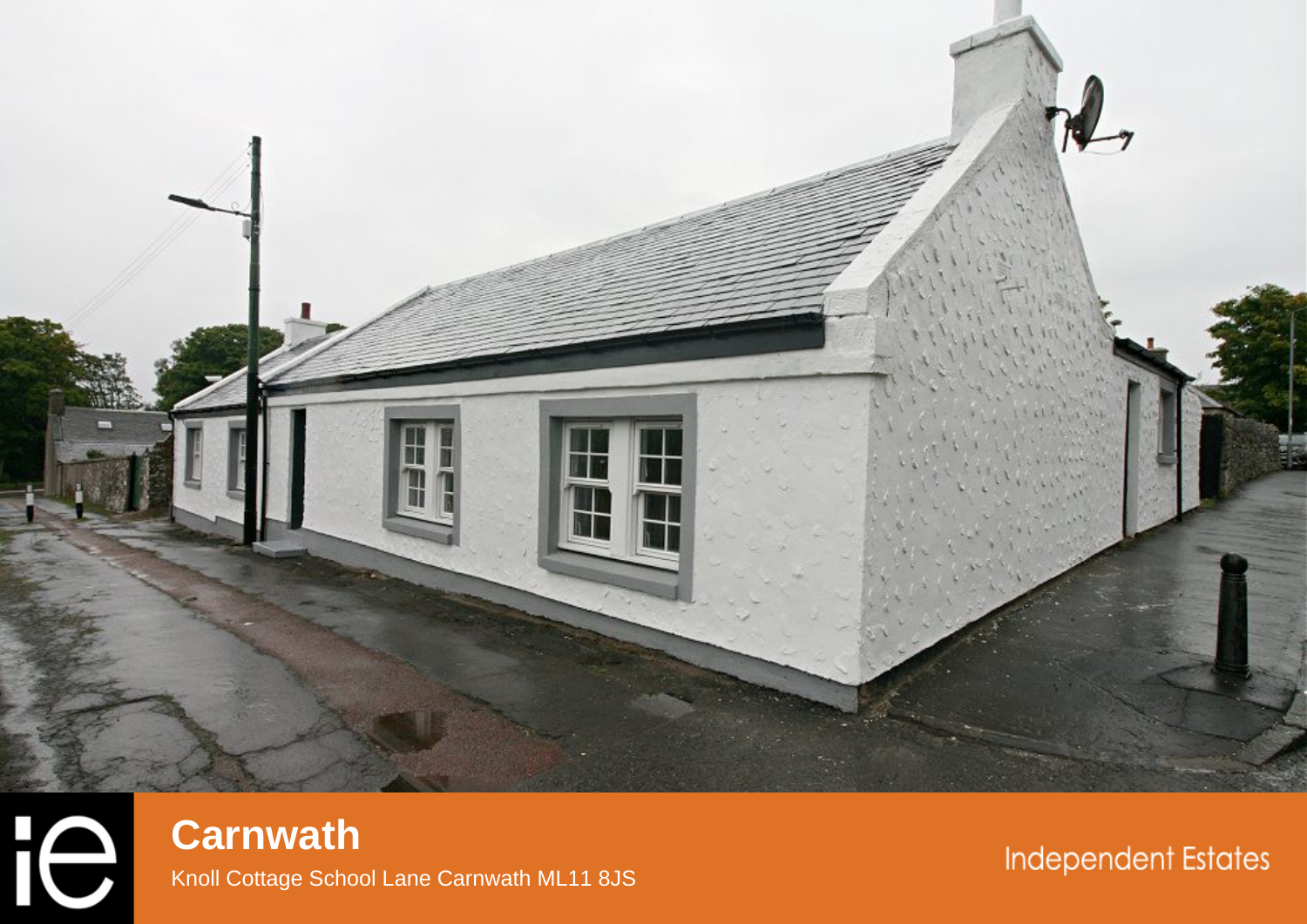# Carnwath

Knoll Cottage School Lane Carnwath ML11 8JS

Independent Estates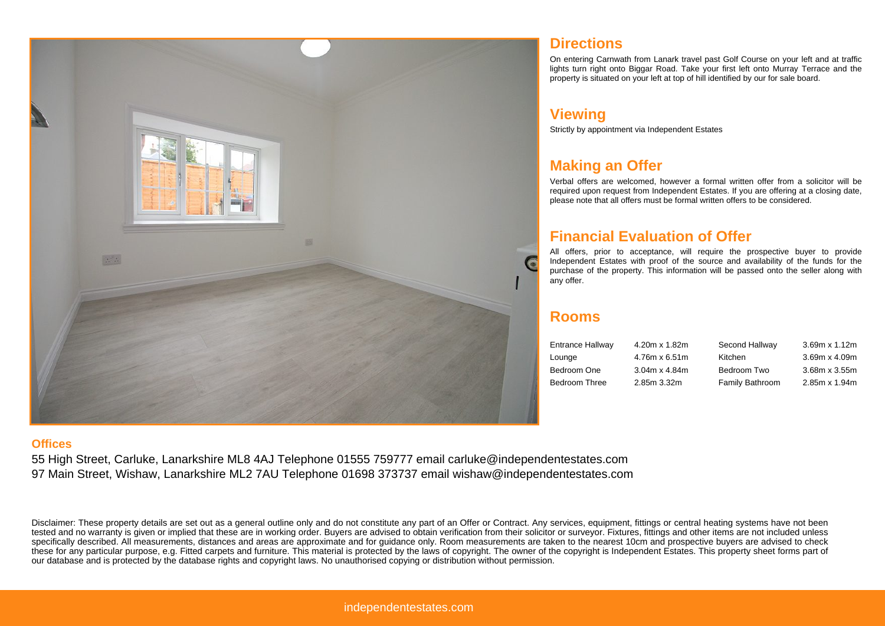## Directions

On entering Carnwath from Lanark travel past Golf Course on your left and at traffic lights turn right onto Biggar Road. Take your first left onto Murray Terrace and the property is situated on your left at top of hill identified by our for sale board.

## Viewing

Strictly by appointment via Independent Estates

## Making an Offer

Verbal offers are welcomed, however a formal written offer from a solicitor will be required upon request from Independent Estates. If you are offering at a closing date, please note that all offers must be formal written offers to be considered.

## Financial Evaluation of Offer

All offers, prior to acceptance, will require the prospective buyer to provide Independent Estates with proof of the source and availability of the funds for the purchase of the property. This information will be passed onto the seller along with any offer.

## Rooms

| | | | |
|---|---|---|---|
| Entrance Hallway | 4.20m x 1.82m | Second Hallway | 3.69m x 1.12m |
| Lounge | 4.76m x 6.51m | Kitchen | 3.69m x 4.09m |
| Bedroom One | 3.04m x 4.84m | Bedroom Two | 3.68m x 3.55m |
| Bedroom Three | 2.85m 3.32m | Family Bathroom | 2.85m x 1.94m |

### Offices

55 High Street, Carluke, Lanarkshire ML8 4AJ Telephone 01555 759777 email carluke@independentestates.com
97 Main Street, Wishaw, Lanarkshire ML2 7AU Telephone 01698 373737 email wishaw@independentestates.com

Disclaimer: These property details are set out as a general outline only and do not constitute any part of an Offer or Contract. Any services, equipment, fittings or central heating systems have not been tested and no warranty is given or implied that these are in working order. Buyers are advised to obtain verification from their solicitor or surveyor. Fixtures, fittings and other items are not included unless specifically described. All measurements, distances and areas are approximate and for guidance only. Room measurements are taken to the nearest 10cm and prospective buyers are advised to check these for any particular purpose, e.g. Fitted carpets and furniture. This material is protected by the laws of copyright. The owner of the copyright is Independent Estates. This property sheet forms part of our database and is protected by the database rights and copyright laws. No unauthorised copying or distribution without permission.

independentestates.com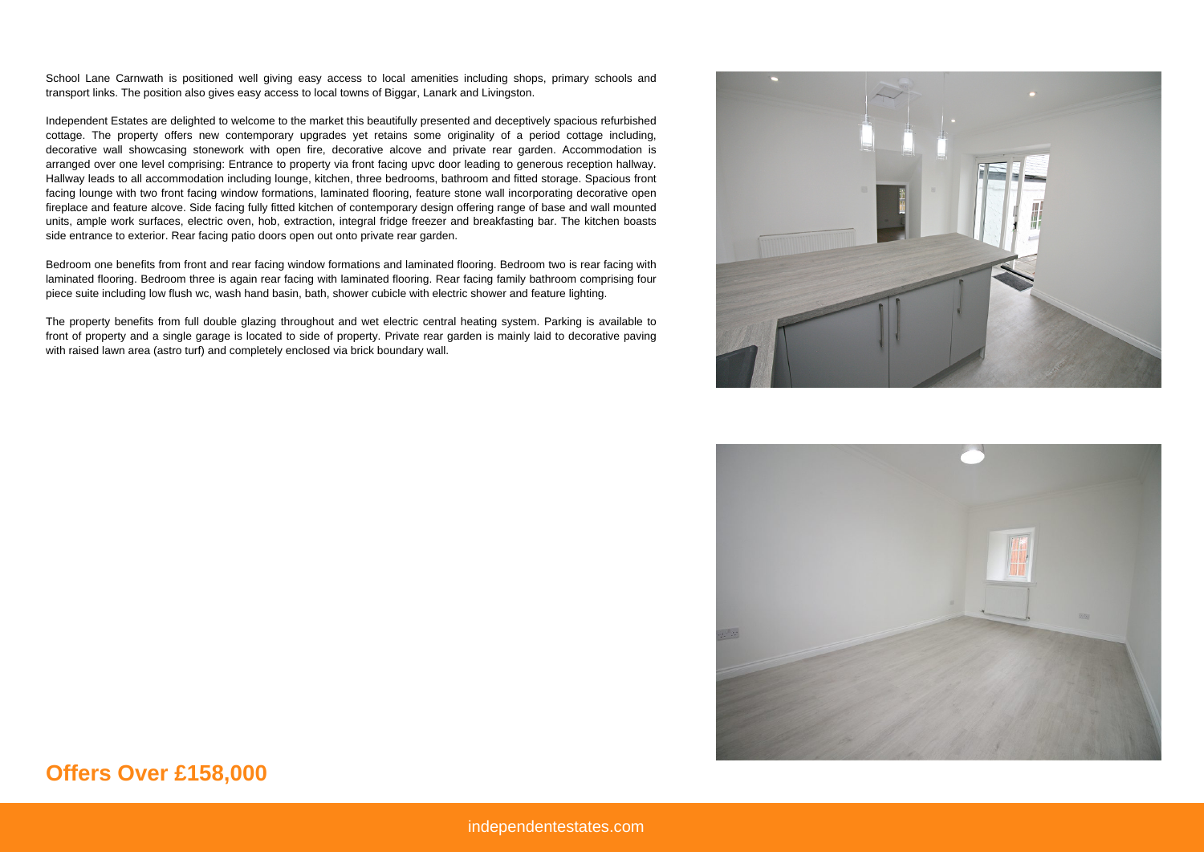School Lane Carnwath is positioned well giving easy access to local amenities including shops, primary schools and transport links. The position also gives easy access to local towns of Biggar, Lanark and Livingston.

Independent Estates are delighted to welcome to the market this beautifully presented and deceptively spacious refurbished cottage. The property offers new contemporary upgrades yet retains some originality of a period cottage including, decorative wall showcasing stonework with open fire, decorative alcove and private rear garden. Accommodation is arranged over one level comprising: Entrance to property via front facing upvc door leading to generous reception hallway. Hallway leads to all accommodation including lounge, kitchen, three bedrooms, bathroom and fitted storage. Spacious front facing lounge with two front facing window formations, laminated flooring, feature stone wall incorporating decorative open fireplace and feature alcove. Side facing fully fitted kitchen of contemporary design offering range of base and wall mounted units, ample work surfaces, electric oven, hob, extraction, integral fridge freezer and breakfasting bar. The kitchen boasts side entrance to exterior. Rear facing patio doors open out onto private rear garden.

Bedroom one benefits from front and rear facing window formations and laminated flooring. Bedroom two is rear facing with laminated flooring. Bedroom three is again rear facing with laminated flooring. Rear facing family bathroom comprising four piece suite including low flush wc, wash hand basin, bath, shower cubicle with electric shower and feature lighting.

The property benefits from full double glazing throughout and wet electric central heating system. Parking is available to front of property and a single garage is located to side of property. Private rear garden is mainly laid to decorative paving with raised lawn area (astro turf) and completely enclosed via brick boundary wall.

## Offers Over £158,000